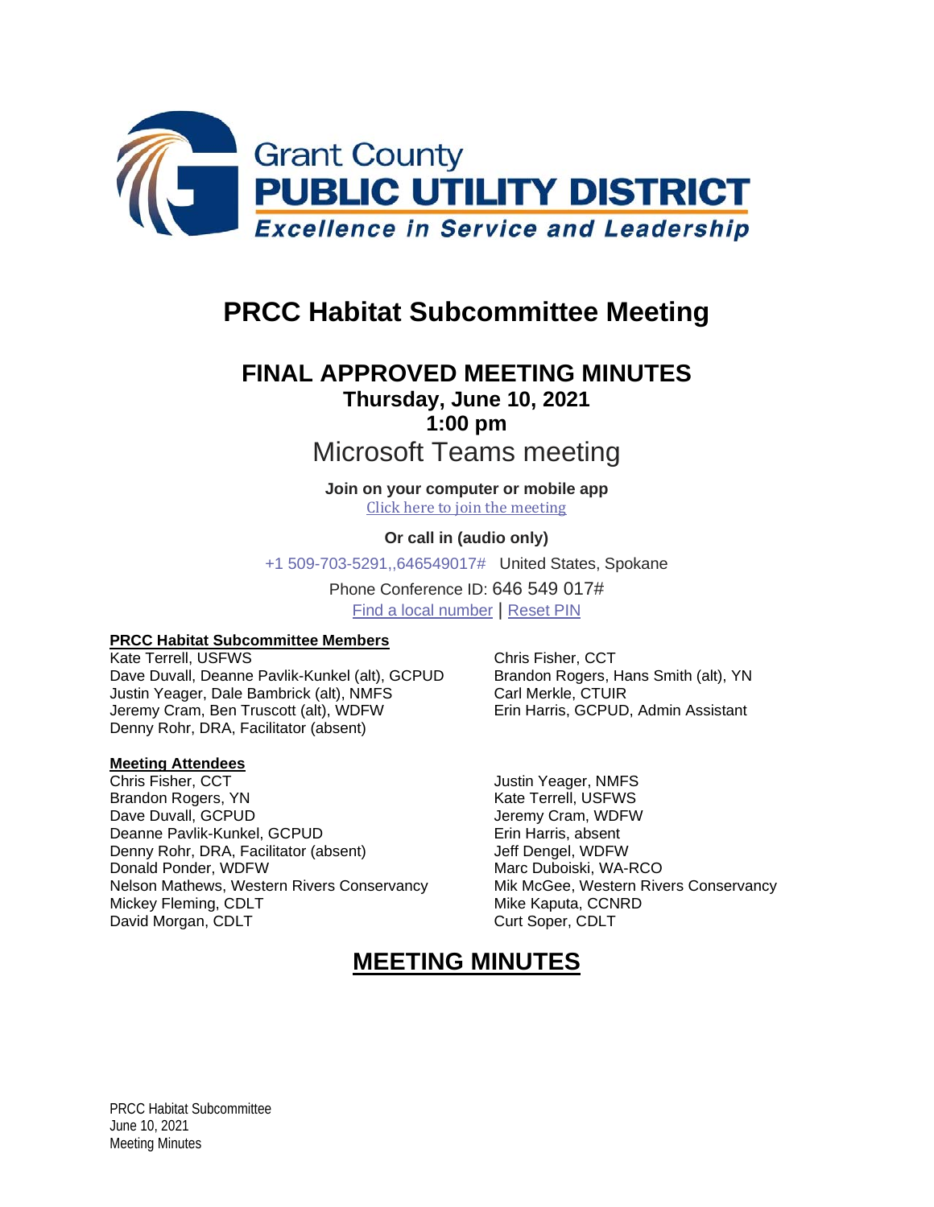Grant County
**PUBLIC UTILITY DISTRICT**
*Excellence in Service and Leadership*

# PRCC Habitat Subcommittee Meeting

## FINAL APPROVED MEETING MINUTES

**Thursday, June 10, 2021**
**1:00 pm**

Microsoft Teams meeting

**Join on your computer or mobile app**
Click here to join the meeting

**Or call in (audio only)**
+1 509-703-5291,,646549017# United States, Spokane
Phone Conference ID: 646 549 017#
Find a local number | Reset PIN

**PRCC Habitat Subcommittee Members**

Kate Terrell, USFWS
Dave Duvall, Deanne Pavlik-Kunkel (alt), GCPUD
Justin Yeager, Dale Bambrick (alt), NMFS
Jeremy Cram, Ben Truscott (alt), WDFW
Denny Rohr, DRA, Facilitator (absent)
Chris Fisher, CCT
Brandon Rogers, Hans Smith (alt), YN
Carl Merkle, CTUIR
Erin Harris, GCPUD, Admin Assistant

**Meeting Attendees**

Chris Fisher, CCT
Brandon Rogers, YN
Dave Duvall, GCPUD
Deanne Pavlik-Kunkel, GCPUD
Denny Rohr, DRA, Facilitator (absent)
Donald Ponder, WDFW
Nelson Mathews, Western Rivers Conservancy
Mickey Fleming, CDLT
David Morgan, CDLT
Justin Yeager, NMFS
Kate Terrell, USFWS
Jeremy Cram, WDFW
Erin Harris, absent
Jeff Dengel, WDFW
Marc Duboiski, WA-RCO
Mik McGee, Western Rivers Conservancy
Mike Kaputa, CCNRD
Curt Soper, CDLT

## MEETING MINUTES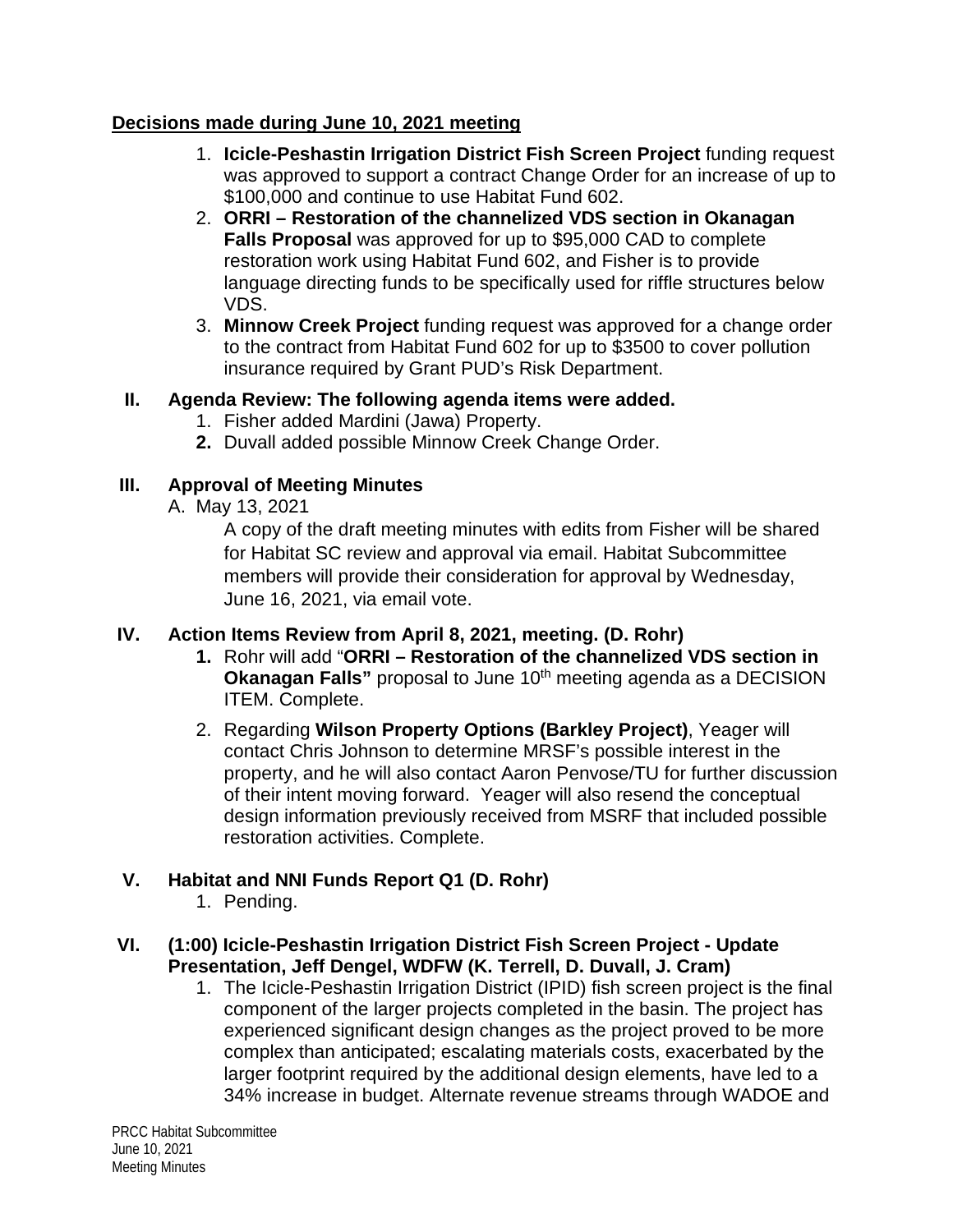**Decisions made during June 10, 2021 meeting**

1. **Icicle-Peshastin Irrigation District Fish Screen Project** funding request was approved to support a contract Change Order for an increase of up to \$100,000 and continue to use Habitat Fund 602.
2. **ORRI – Restoration of the channelized VDS section in Okanagan Falls Proposal** was approved for up to \$95,000 CAD to complete restoration work using Habitat Fund 602, and Fisher is to provide language directing funds to be specifically used for riffle structures below VDS.
3. **Minnow Creek Project** funding request was approved for a change order to the contract from Habitat Fund 602 for up to \$3500 to cover pollution insurance required by Grant PUD's Risk Department.

## II. Agenda Review: The following agenda items were added.

1. Fisher added Mardini (Jawa) Property.
2. Duvall added possible Minnow Creek Change Order.

## III. Approval of Meeting Minutes

A. May 13, 2021

A copy of the draft meeting minutes with edits from Fisher will be shared for Habitat SC review and approval via email. Habitat Subcommittee members will provide their consideration for approval by Wednesday, June 16, 2021, via email vote.

## IV. Action Items Review from April 8, 2021, meeting. (D. Rohr)

1. Rohr will add "**ORRI – Restoration of the channelized VDS section in Okanagan Falls"** proposal to June 10th meeting agenda as a DECISION ITEM. Complete.
2. Regarding **Wilson Property Options (Barkley Project)**, Yeager will contact Chris Johnson to determine MRSF's possible interest in the property, and he will also contact Aaron Penvose/TU for further discussion of their intent moving forward. Yeager will also resend the conceptual design information previously received from MSRF that included possible restoration activities. Complete.

## V. Habitat and NNI Funds Report Q1 (D. Rohr)

1. Pending.

## VI. (1:00) Icicle-Peshastin Irrigation District Fish Screen Project - Update Presentation, Jeff Dengel, WDFW (K. Terrell, D. Duvall, J. Cram)

1. The Icicle-Peshastin Irrigation District (IPID) fish screen project is the final component of the larger projects completed in the basin. The project has experienced significant design changes as the project proved to be more complex than anticipated; escalating materials costs, exacerbated by the larger footprint required by the additional design elements, have led to a 34% increase in budget. Alternate revenue streams through WADOE and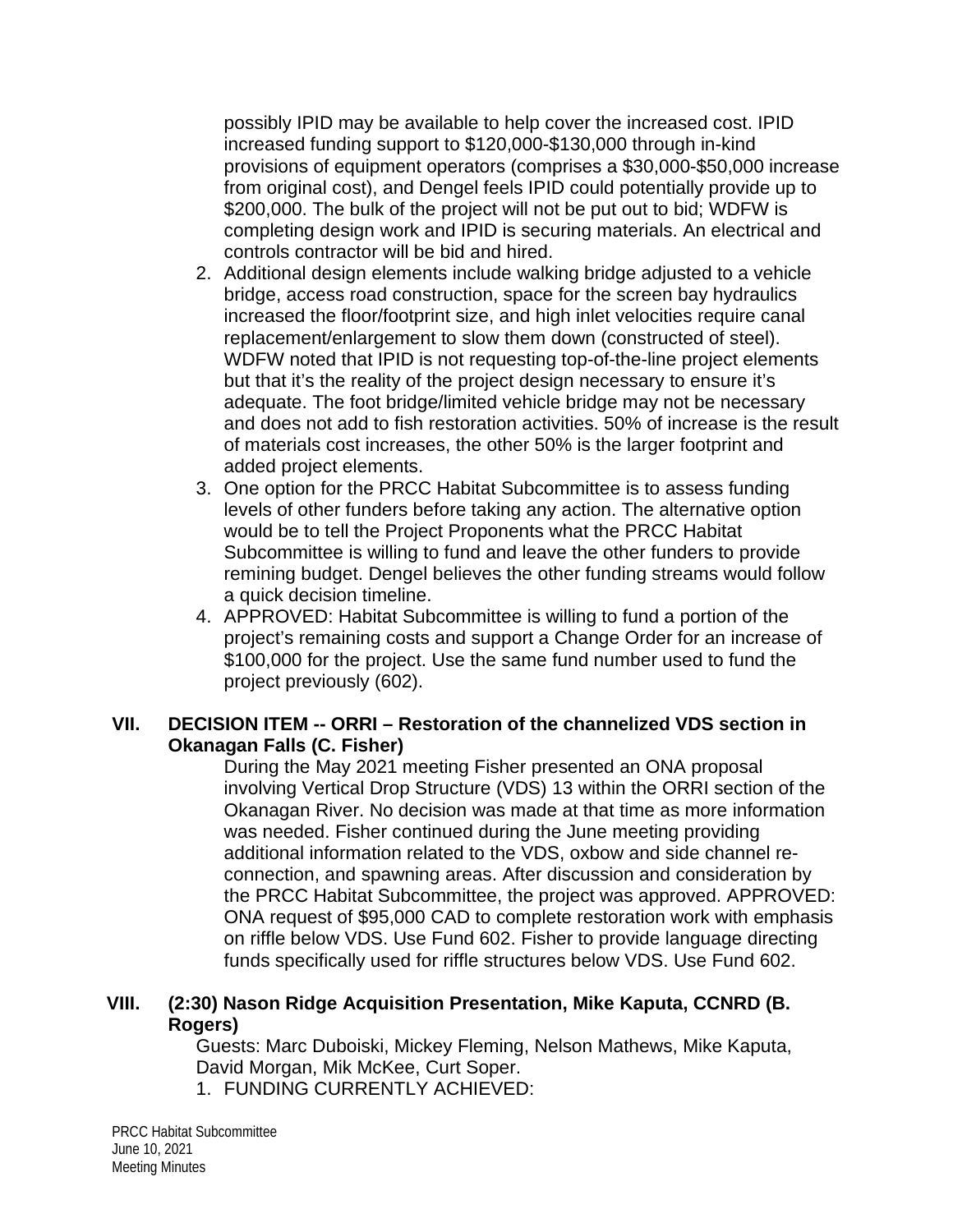possibly IPID may be available to help cover the increased cost. IPID increased funding support to $120,000-$130,000 through in-kind provisions of equipment operators (comprises a $30,000-$50,000 increase from original cost), and Dengel feels IPID could potentially provide up to $200,000. The bulk of the project will not be put out to bid; WDFW is completing design work and IPID is securing materials. An electrical and controls contractor will be bid and hired.

2. Additional design elements include walking bridge adjusted to a vehicle bridge, access road construction, space for the screen bay hydraulics increased the floor/footprint size, and high inlet velocities require canal replacement/enlargement to slow them down (constructed of steel). WDFW noted that IPID is not requesting top-of-the-line project elements but that it's the reality of the project design necessary to ensure it's adequate. The foot bridge/limited vehicle bridge may not be necessary and does not add to fish restoration activities. 50% of increase is the result of materials cost increases, the other 50% is the larger footprint and added project elements.
3. One option for the PRCC Habitat Subcommittee is to assess funding levels of other funders before taking any action. The alternative option would be to tell the Project Proponents what the PRCC Habitat Subcommittee is willing to fund and leave the other funders to provide remining budget. Dengel believes the other funding streams would follow a quick decision timeline.
4. APPROVED: Habitat Subcommittee is willing to fund a portion of the project's remaining costs and support a Change Order for an increase of $100,000 for the project. Use the same fund number used to fund the project previously (602).

## VII. DECISION ITEM -- ORRI – Restoration of the channelized VDS section in Okanagan Falls (C. Fisher)

During the May 2021 meeting Fisher presented an ONA proposal involving Vertical Drop Structure (VDS) 13 within the ORRI section of the Okanagan River. No decision was made at that time as more information was needed. Fisher continued during the June meeting providing additional information related to the VDS, oxbow and side channel re-connection, and spawning areas. After discussion and consideration by the PRCC Habitat Subcommittee, the project was approved. APPROVED: ONA request of $95,000 CAD to complete restoration work with emphasis on riffle below VDS. Use Fund 602. Fisher to provide language directing funds specifically used for riffle structures below VDS. Use Fund 602.

## VIII. (2:30) Nason Ridge Acquisition Presentation, Mike Kaputa, CCNRD (B. Rogers)

Guests: Marc Duboiski, Mickey Fleming, Nelson Mathews, Mike Kaputa, David Morgan, Mik McKee, Curt Soper.

1. FUNDING CURRENTLY ACHIEVED: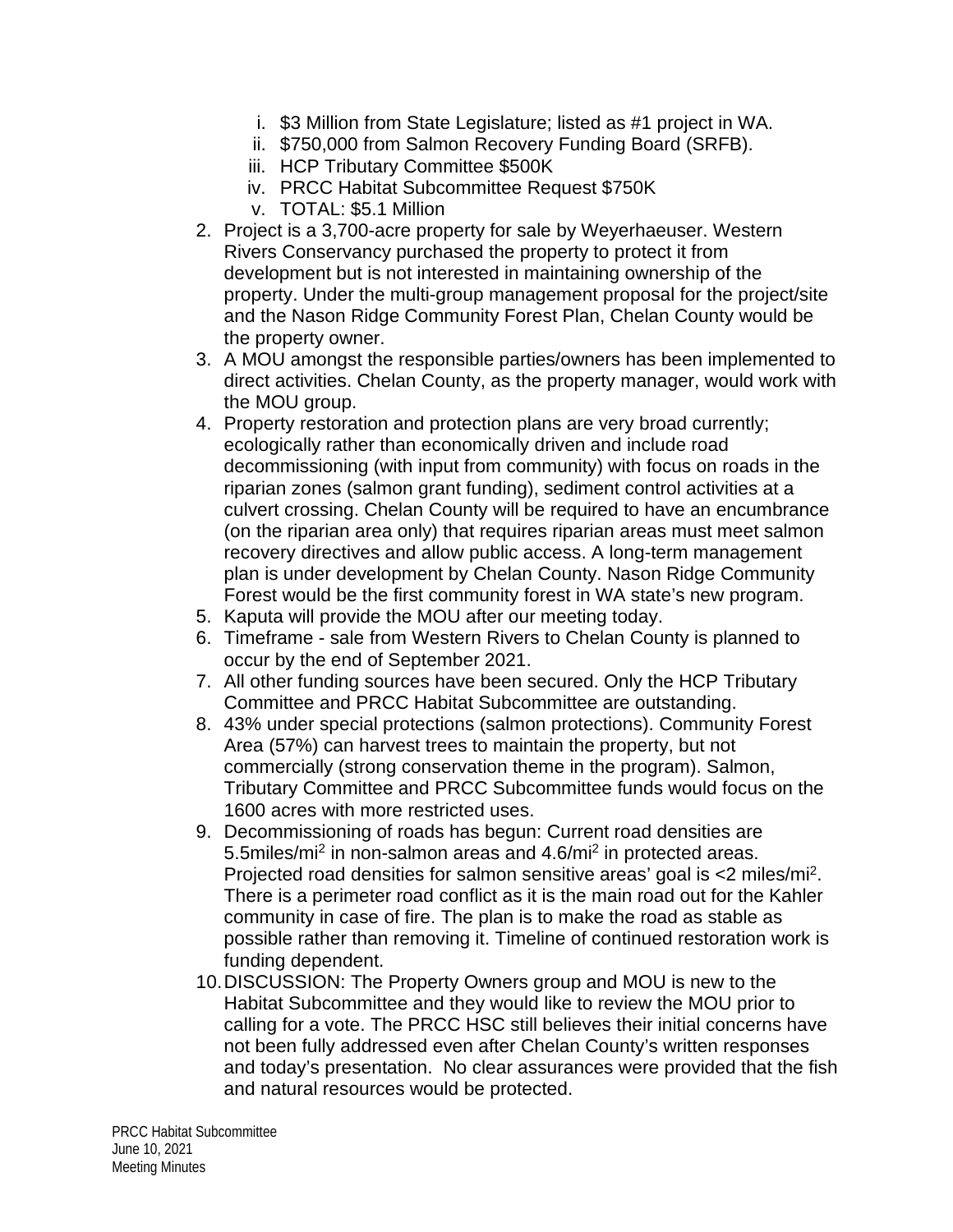i. $3 Million from State Legislature; listed as #1 project in WA.
ii. $750,000 from Salmon Recovery Funding Board (SRFB).
iii. HCP Tributary Committee $500K
iv. PRCC Habitat Subcommittee Request $750K
v. TOTAL: $5.1 Million

2. Project is a 3,700-acre property for sale by Weyerhaeuser. Western Rivers Conservancy purchased the property to protect it from development but is not interested in maintaining ownership of the property. Under the multi-group management proposal for the project/site and the Nason Ridge Community Forest Plan, Chelan County would be the property owner.
3. A MOU amongst the responsible parties/owners has been implemented to direct activities. Chelan County, as the property manager, would work with the MOU group.
4. Property restoration and protection plans are very broad currently; ecologically rather than economically driven and include road decommissioning (with input from community) with focus on roads in the riparian zones (salmon grant funding), sediment control activities at a culvert crossing. Chelan County will be required to have an encumbrance (on the riparian area only) that requires riparian areas must meet salmon recovery directives and allow public access. A long-term management plan is under development by Chelan County. Nason Ridge Community Forest would be the first community forest in WA state's new program.
5. Kaputa will provide the MOU after our meeting today.
6. Timeframe - sale from Western Rivers to Chelan County is planned to occur by the end of September 2021.
7. All other funding sources have been secured. Only the HCP Tributary Committee and PRCC Habitat Subcommittee are outstanding.
8. 43% under special protections (salmon protections). Community Forest Area (57%) can harvest trees to maintain the property, but not commercially (strong conservation theme in the program). Salmon, Tributary Committee and PRCC Subcommittee funds would focus on the 1600 acres with more restricted uses.
9. Decommissioning of roads has begun: Current road densities are 5.5miles/mi$^2$ in non-salmon areas and 4.6/mi$^2$ in protected areas. Projected road densities for salmon sensitive areas' goal is <2 miles/mi$^2$. There is a perimeter road conflict as it is the main road out for the Kahler community in case of fire. The plan is to make the road as stable as possible rather than removing it. Timeline of continued restoration work is funding dependent.
10. DISCUSSION: The Property Owners group and MOU is new to the Habitat Subcommittee and they would like to review the MOU prior to calling for a vote. The PRCC HSC still believes their initial concerns have not been fully addressed even after Chelan County's written responses and today's presentation. No clear assurances were provided that the fish and natural resources would be protected.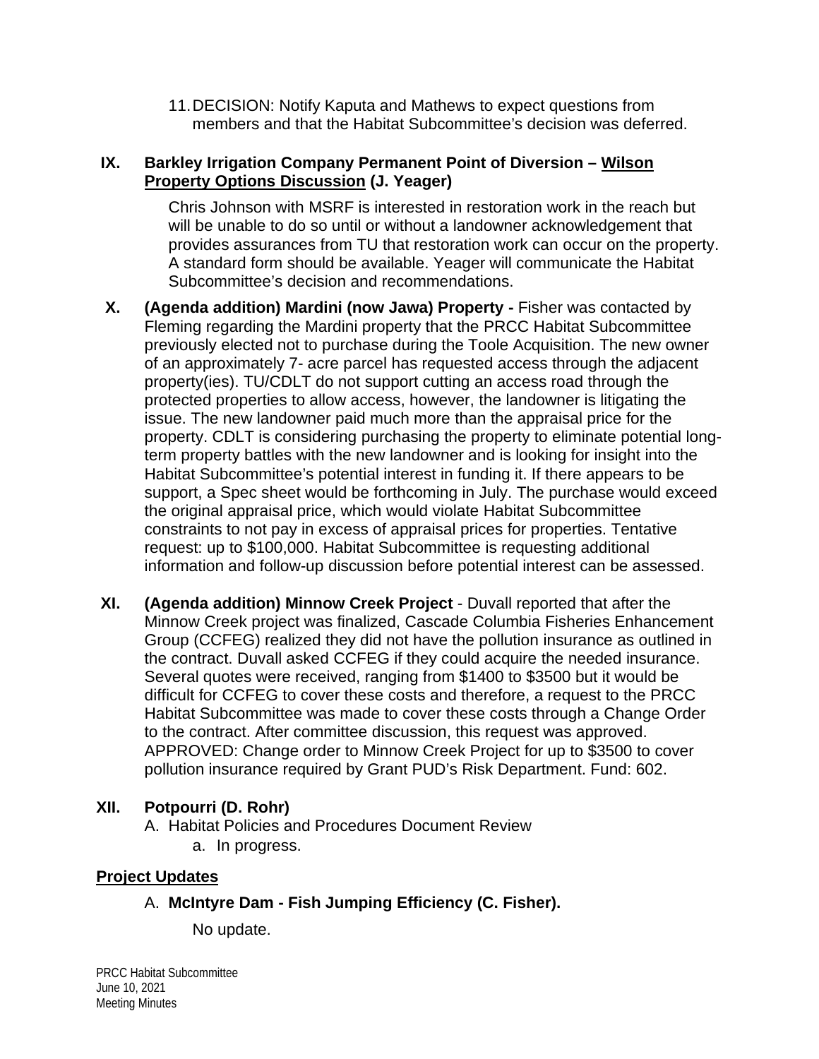11. DECISION: Notify Kaputa and Mathews to expect questions from members and that the Habitat Subcommittee's decision was deferred.

### IX. Barkley Irrigation Company Permanent Point of Diversion – Wilson Property Options Discussion (J. Yeager)

Chris Johnson with MSRF is interested in restoration work in the reach but will be unable to do so until or without a landowner acknowledgement that provides assurances from TU that restoration work can occur on the property. A standard form should be available. Yeager will communicate the Habitat Subcommittee's decision and recommendations.

### X. (Agenda addition) Mardini (now Jawa) Property -

Fisher was contacted by Fleming regarding the Mardini property that the PRCC Habitat Subcommittee previously elected not to purchase during the Toole Acquisition. The new owner of an approximately 7- acre parcel has requested access through the adjacent property(ies). TU/CDLT do not support cutting an access road through the protected properties to allow access, however, the landowner is litigating the issue. The new landowner paid much more than the appraisal price for the property. CDLT is considering purchasing the property to eliminate potential long-term property battles with the new landowner and is looking for insight into the Habitat Subcommittee's potential interest in funding it. If there appears to be support, a Spec sheet would be forthcoming in July. The purchase would exceed the original appraisal price, which would violate Habitat Subcommittee constraints to not pay in excess of appraisal prices for properties. Tentative request: up to $100,000. Habitat Subcommittee is requesting additional information and follow-up discussion before potential interest can be assessed.

### XI. (Agenda addition) Minnow Creek Project

Duvall reported that after the Minnow Creek project was finalized, Cascade Columbia Fisheries Enhancement Group (CCFEG) realized they did not have the pollution insurance as outlined in the contract. Duvall asked CCFEG if they could acquire the needed insurance. Several quotes were received, ranging from $1400 to $3500 but it would be difficult for CCFEG to cover these costs and therefore, a request to the PRCC Habitat Subcommittee was made to cover these costs through a Change Order to the contract. After committee discussion, this request was approved. APPROVED: Change order to Minnow Creek Project for up to $3500 to cover pollution insurance required by Grant PUD's Risk Department. Fund: 602.

### XII. Potpourri (D. Rohr)

A. Habitat Policies and Procedures Document Review
   a. In progress.

## Project Updates

### A. McIntyre Dam - Fish Jumping Efficiency (C. Fisher).

No update.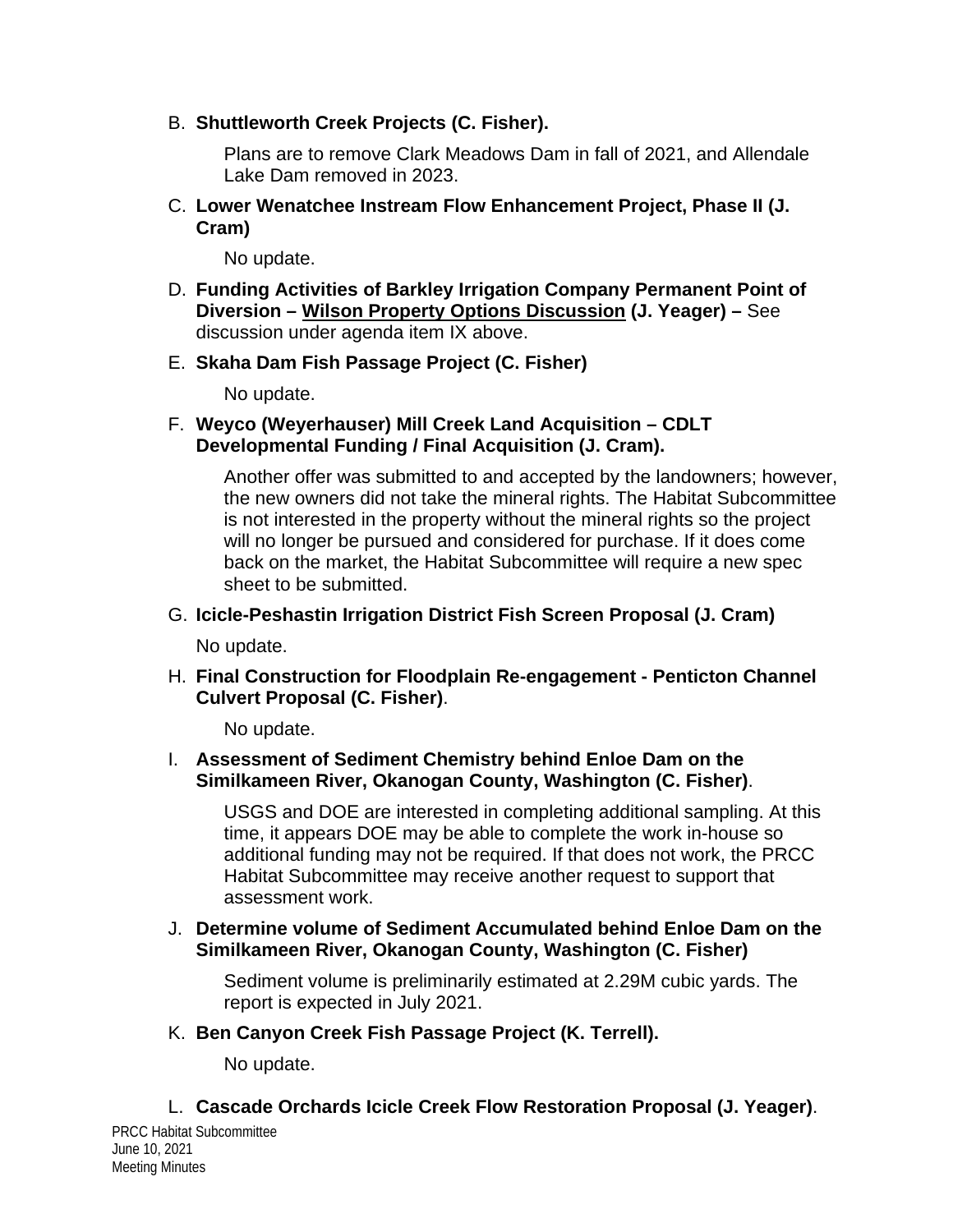B. **Shuttleworth Creek Projects (C. Fisher).**

   Plans are to remove Clark Meadows Dam in fall of 2021, and Allendale Lake Dam removed in 2023.

C. **Lower Wenatchee Instream Flow Enhancement Project, Phase II (J. Cram)**

   No update.

D. **Funding Activities of Barkley Irrigation Company Permanent Point of Diversion – Wilson Property Options Discussion (J. Yeager) –** See discussion under agenda item IX above.

E. **Skaha Dam Fish Passage Project (C. Fisher)**

   No update.

F. **Weyco (Weyerhauser) Mill Creek Land Acquisition – CDLT Developmental Funding / Final Acquisition (J. Cram).**

   Another offer was submitted to and accepted by the landowners; however, the new owners did not take the mineral rights. The Habitat Subcommittee is not interested in the property without the mineral rights so the project will no longer be pursued and considered for purchase. If it does come back on the market, the Habitat Subcommittee will require a new spec sheet to be submitted.

G. **Icicle-Peshastin Irrigation District Fish Screen Proposal (J. Cram)**

   No update.

H. **Final Construction for Floodplain Re-engagement - Penticton Channel Culvert Proposal (C. Fisher)**.

   No update.

I. **Assessment of Sediment Chemistry behind Enloe Dam on the Similkameen River, Okanogan County, Washington (C. Fisher)**.

   USGS and DOE are interested in completing additional sampling. At this time, it appears DOE may be able to complete the work in-house so additional funding may not be required. If that does not work, the PRCC Habitat Subcommittee may receive another request to support that assessment work.

J. **Determine volume of Sediment Accumulated behind Enloe Dam on the Similkameen River, Okanogan County, Washington (C. Fisher)**

   Sediment volume is preliminarily estimated at 2.29M cubic yards. The report is expected in July 2021.

K. **Ben Canyon Creek Fish Passage Project (K. Terrell).**

   No update.

L. **Cascade Orchards Icicle Creek Flow Restoration Proposal (J. Yeager)**.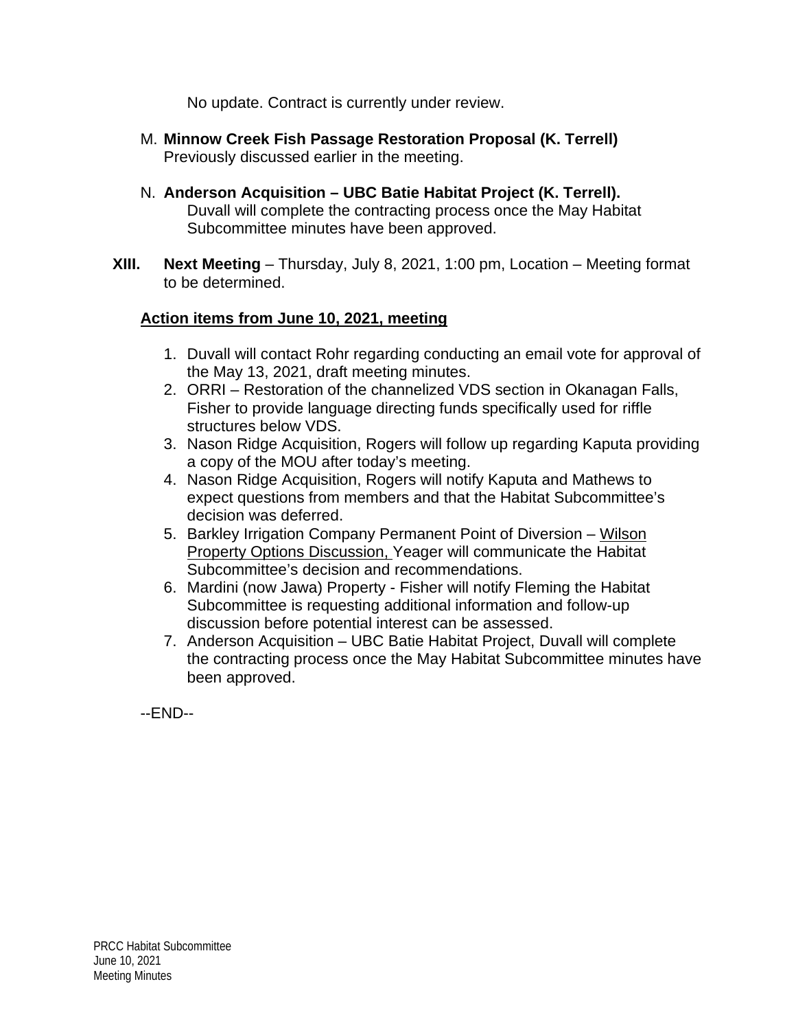No update. Contract is currently under review.

M. **Minnow Creek Fish Passage Restoration Proposal (K. Terrell)**
Previously discussed earlier in the meeting.

N. **Anderson Acquisition – UBC Batie Habitat Project (K. Terrell).**
Duvall will complete the contracting process once the May Habitat Subcommittee minutes have been approved.

**XIII. Next Meeting** – Thursday, July 8, 2021, 1:00 pm, Location – Meeting format to be determined.

**Action items from June 10, 2021, meeting**

1. Duvall will contact Rohr regarding conducting an email vote for approval of the May 13, 2021, draft meeting minutes.
2. ORRI – Restoration of the channelized VDS section in Okanagan Falls, Fisher to provide language directing funds specifically used for riffle structures below VDS.
3. Nason Ridge Acquisition, Rogers will follow up regarding Kaputa providing a copy of the MOU after today's meeting.
4. Nason Ridge Acquisition, Rogers will notify Kaputa and Mathews to expect questions from members and that the Habitat Subcommittee's decision was deferred.
5. Barkley Irrigation Company Permanent Point of Diversion – Wilson Property Options Discussion, Yeager will communicate the Habitat Subcommittee's decision and recommendations.
6. Mardini (now Jawa) Property - Fisher will notify Fleming the Habitat Subcommittee is requesting additional information and follow-up discussion before potential interest can be assessed.
7. Anderson Acquisition – UBC Batie Habitat Project, Duvall will complete the contracting process once the May Habitat Subcommittee minutes have been approved.

--END--